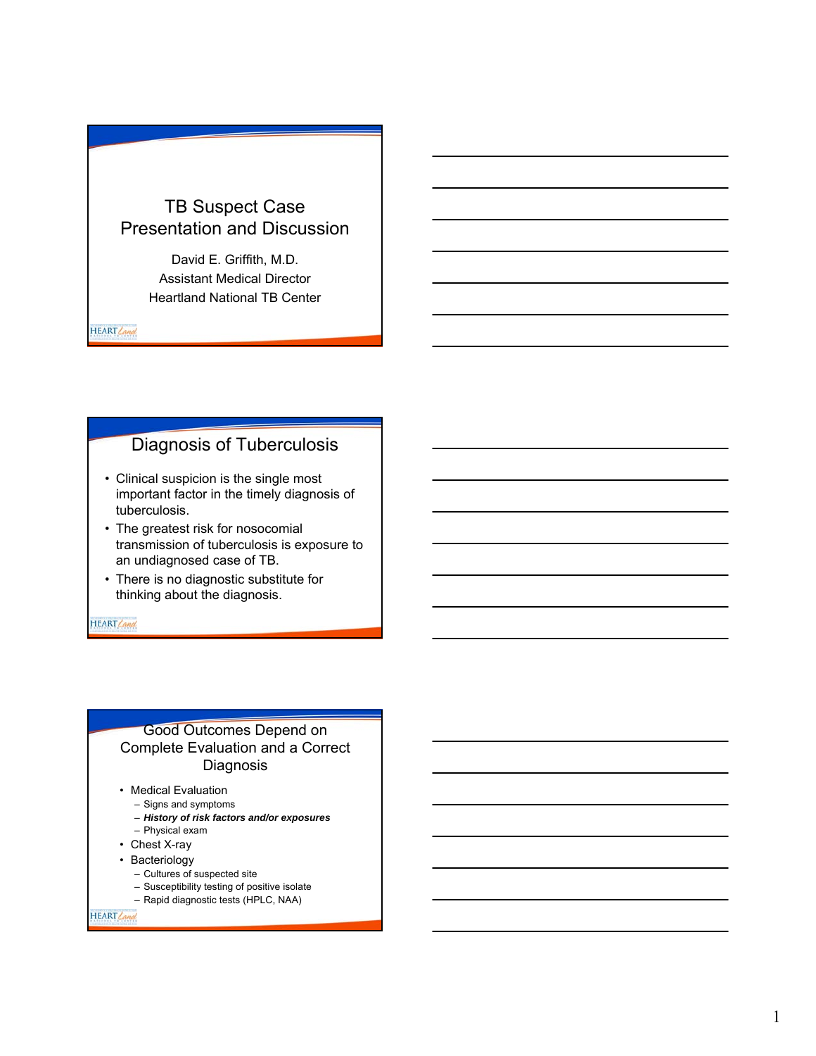# TB Suspect Case Presentation and Discussion

David E. Griffith, M.D.
Assistant Medical Director
Heartland National TB Center

## Diagnosis of Tuberculosis

- Clinical suspicion is the single most important factor in the timely diagnosis of tuberculosis.
- The greatest risk for nosocomial transmission of tuberculosis is exposure to an undiagnosed case of TB.
- There is no diagnostic substitute for thinking about the diagnosis.

## Good Outcomes Depend on Complete Evaluation and a Correct Diagnosis

- Medical Evaluation
  - Signs and symptoms
  - ***History of risk factors and/or exposures***
  - Physical exam
- Chest X-ray
- Bacteriology
  - Cultures of suspected site
  - Susceptibility testing of positive isolate
  - Rapid diagnostic tests (HPLC, NAA)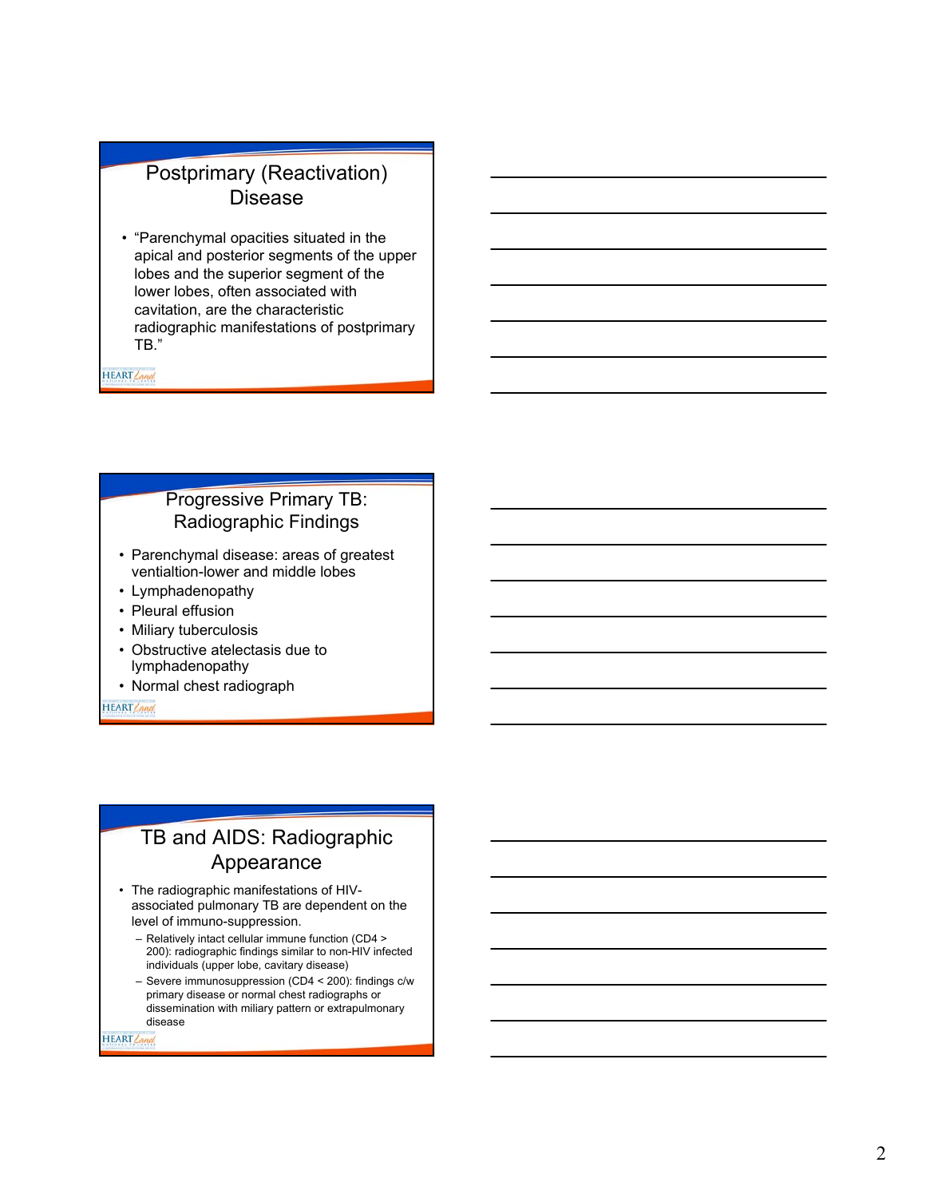## Postprimary (Reactivation) Disease

- "Parenchymal opacities situated in the apical and posterior segments of the upper lobes and the superior segment of the lower lobes, often associated with cavitation, are the characteristic radiographic manifestations of postprimary TB."

## Progressive Primary TB: Radiographic Findings

- Parenchymal disease: areas of greatest ventialtion-lower and middle lobes
- Lymphadenopathy
- Pleural effusion
- Miliary tuberculosis
- Obstructive atelectasis due to lymphadenopathy
- Normal chest radiograph

## TB and AIDS: Radiographic Appearance

- The radiographic manifestations of HIV-associated pulmonary TB are dependent on the level of immuno-suppression.
  - Relatively intact cellular immune function (CD4 > 200): radiographic findings similar to non-HIV infected individuals (upper lobe, cavitary disease)
  - Severe immunosuppression (CD4 < 200): findings c/w primary disease or normal chest radiographs or dissemination with miliary pattern or extrapulmonary disease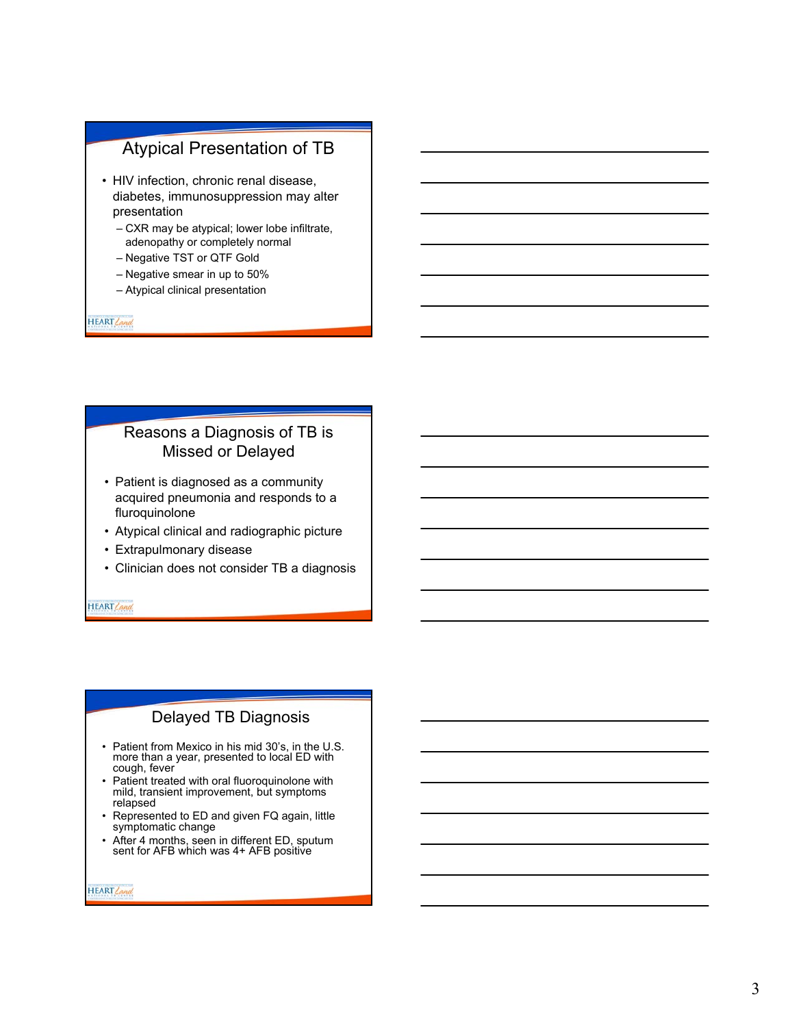## Atypical Presentation of TB

- HIV infection, chronic renal disease, diabetes, immunosuppression may alter presentation
  - CXR may be atypical; lower lobe infiltrate, adenopathy or completely normal
  - Negative TST or QTF Gold
  - Negative smear in up to 50%
  - Atypical clinical presentation

## Reasons a Diagnosis of TB is Missed or Delayed

- Patient is diagnosed as a community acquired pneumonia and responds to a fluroquinolone
- Atypical clinical and radiographic picture
- Extrapulmonary disease
- Clinician does not consider TB a diagnosis

## Delayed TB Diagnosis

- Patient from Mexico in his mid 30's, in the U.S. more than a year, presented to local ED with cough, fever
- Patient treated with oral fluoroquinolone with mild, transient improvement, but symptoms relapsed
- Represented to ED and given FQ again, little symptomatic change
- After 4 months, seen in different ED, sputum sent for AFB which was 4+ AFB positive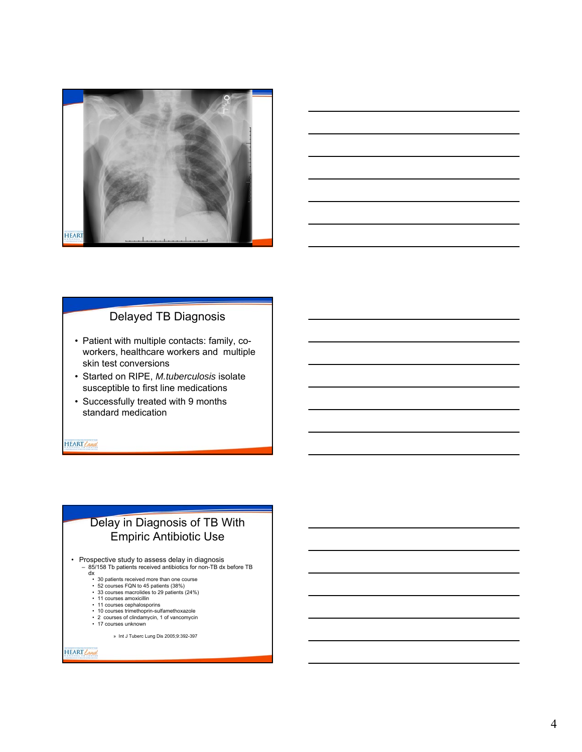## Delayed TB Diagnosis

- Patient with multiple contacts: family, co-workers, healthcare workers and multiple skin test conversions
- Started on RIPE, *M.tuberculosis* isolate susceptible to first line medications
- Successfully treated with 9 months standard medication

## Delay in Diagnosis of TB With Empiric Antibiotic Use

- Prospective study to assess delay in diagnosis
  - 85/158 Tb patients received antibiotics for non-TB dx before TB dx
    - 30 patients received more than one course
    - 52 courses FQN to 45 patients (38%)
    - 33 courses macrolides to 29 patients (24%)
    - 11 courses amoxicillin
    - 11 courses cephalosporins
    - 10 courses trimethoprin-sulfamethoxazole
    - 2 courses of clindamycin, 1 of vancomycin
    - 17 courses unknown

» Int J Tuberc Lung Dis 2005;9:392-397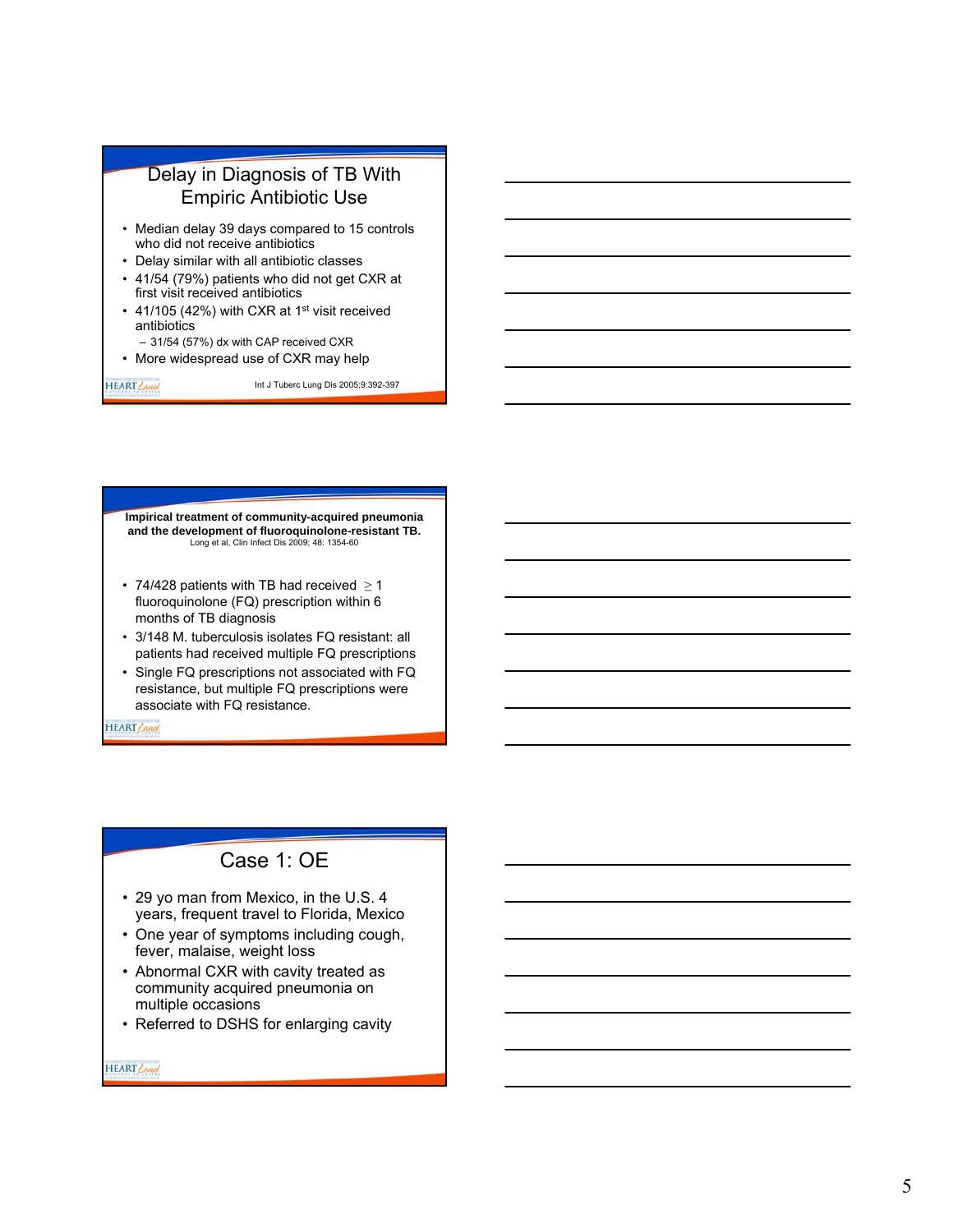## Delay in Diagnosis of TB With Empiric Antibiotic Use

- Median delay 39 days compared to 15 controls who did not receive antibiotics
- Delay similar with all antibiotic classes
- 41/54 (79%) patients who did not get CXR at first visit received antibiotics
- 41/105 (42%) with CXR at 1st visit received antibiotics
  - 31/54 (57%) dx with CAP received CXR
- More widespread use of CXR may help

Int J Tuberc Lung Dis 2005;9:392-397

**Impirical treatment of community-acquired pneumonia and the development of fluoroquinolone-resistant TB.**

Long et al, Clin Infect Dis 2009; 48: 1354-60

- 74/428 patients with TB had received $\geq$ 1 fluoroquinolone (FQ) prescription within 6 months of TB diagnosis
- 3/148 M. tuberculosis isolates FQ resistant: all patients had received multiple FQ prescriptions
- Single FQ prescriptions not associated with FQ resistance, but multiple FQ prescriptions were associate with FQ resistance.

## Case 1: OE

- 29 yo man from Mexico, in the U.S. 4 years, frequent travel to Florida, Mexico
- One year of symptoms including cough, fever, malaise, weight loss
- Abnormal CXR with cavity treated as community acquired pneumonia on multiple occasions
- Referred to DSHS for enlarging cavity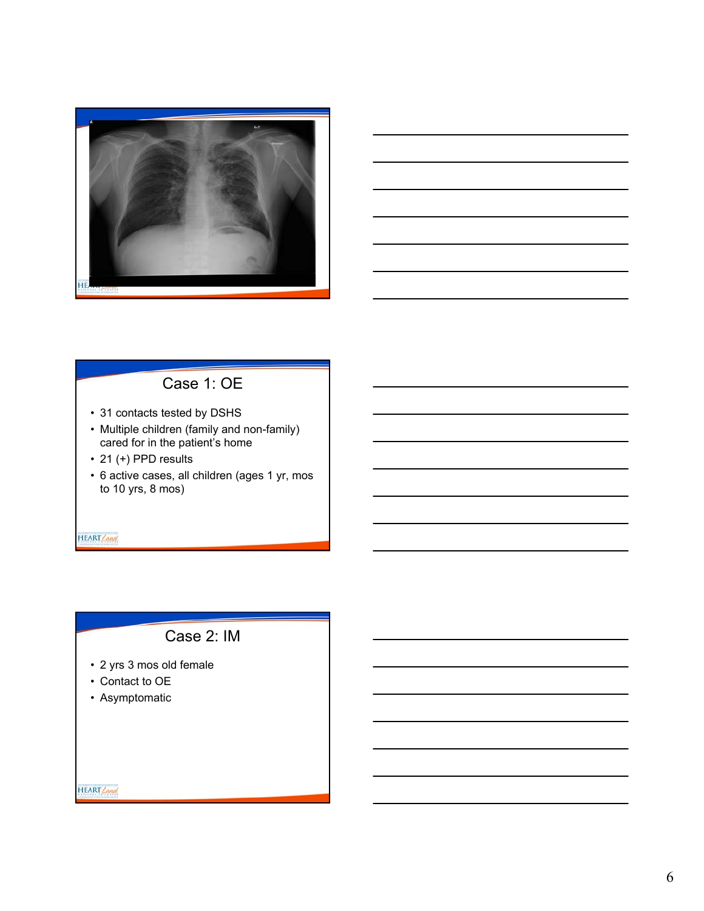## Case 1: OE

- 31 contacts tested by DSHS
- Multiple children (family and non-family) cared for in the patient's home
- 21 (+) PPD results
- 6 active cases, all children (ages 1 yr, mos to 10 yrs, 8 mos)

## Case 2: IM

- 2 yrs 3 mos old female
- Contact to OE
- Asymptomatic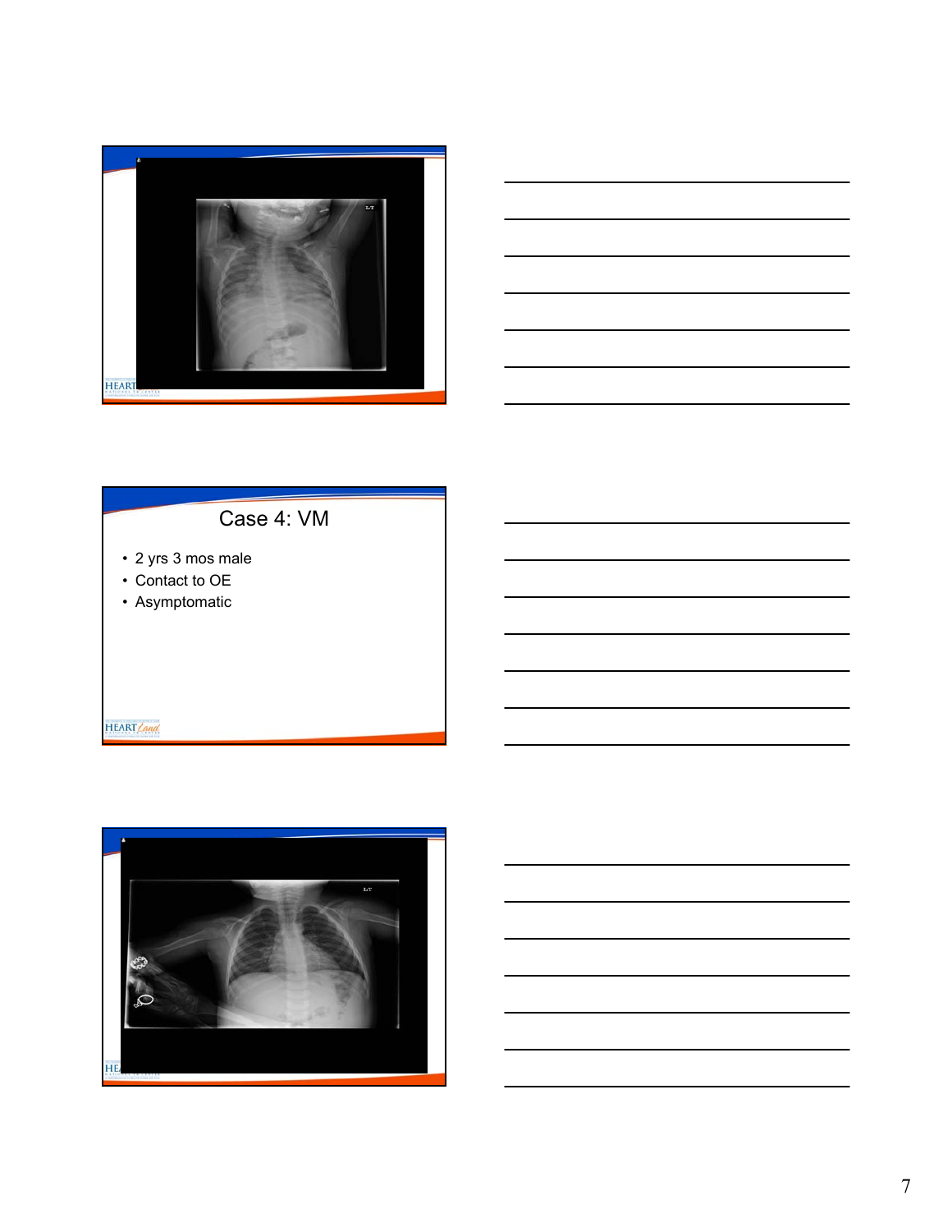## Case 4: VM

- 2 yrs 3 mos male
- Contact to OE
- Asymptomatic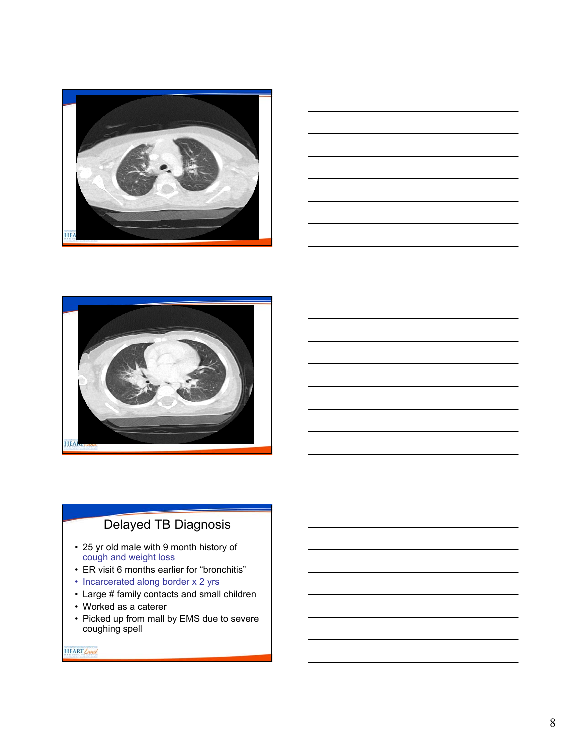## Delayed TB Diagnosis

- 25 yr old male with 9 month history of cough and weight loss
- ER visit 6 months earlier for "bronchitis"
- Incarcerated along border x 2 yrs
- Large # family contacts and small children
- Worked as a caterer
- Picked up from mall by EMS due to severe coughing spell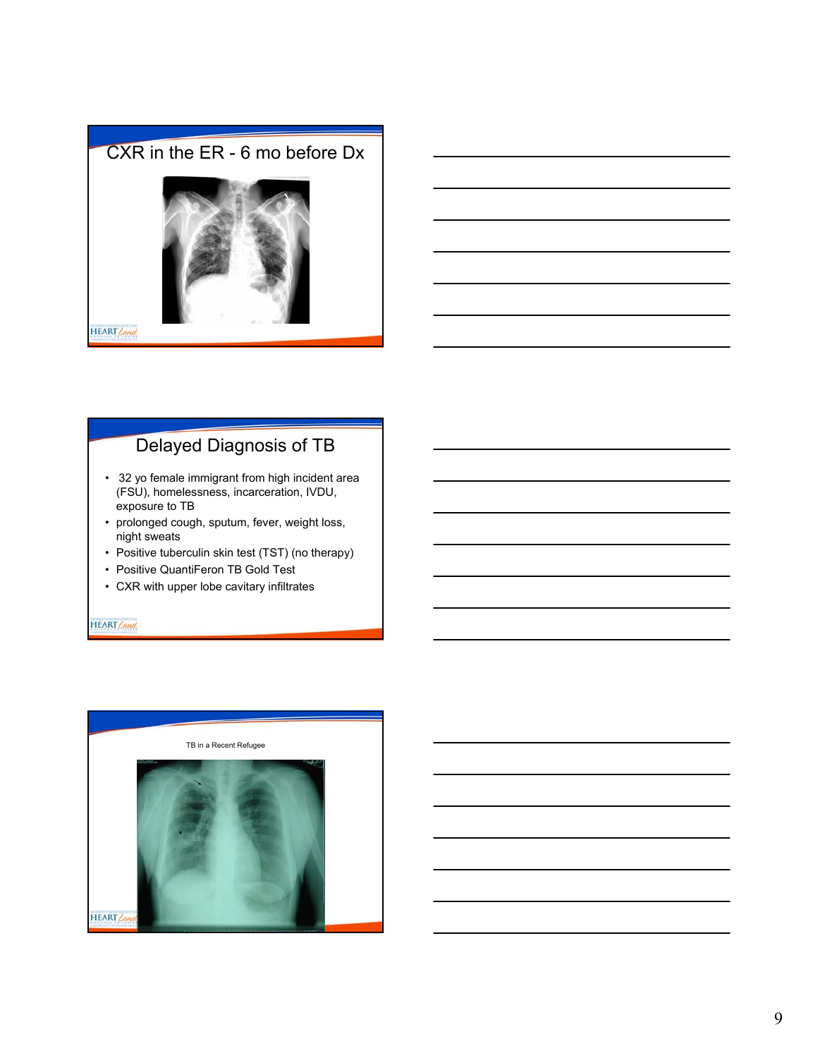## CXR in the ER - 6 mo before Dx

## Delayed Diagnosis of TB

- 32 yo female immigrant from high incident area (FSU), homelessness, incarceration, IVDU, exposure to TB
- prolonged cough, sputum, fever, weight loss, night sweats
- Positive tuberculin skin test (TST) (no therapy)
- Positive QuantiFeron TB Gold Test
- CXR with upper lobe cavitary infiltrates

TB in a Recent Refugee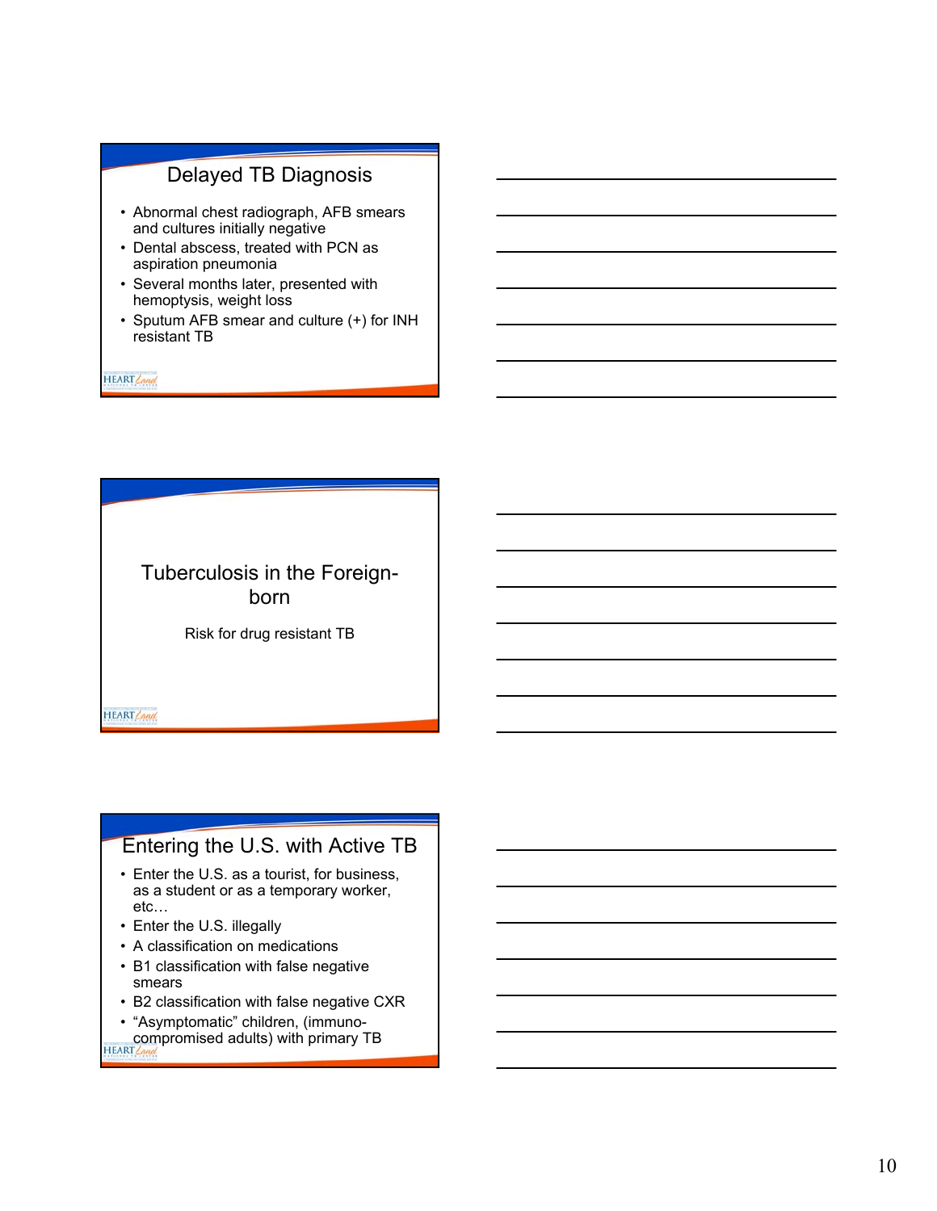## Delayed TB Diagnosis

- Abnormal chest radiograph, AFB smears and cultures initially negative
- Dental abscess, treated with PCN as aspiration pneumonia
- Several months later, presented with hemoptysis, weight loss
- Sputum AFB smear and culture (+) for INH resistant TB

## Tuberculosis in the Foreign-born

Risk for drug resistant TB

## Entering the U.S. with Active TB

- Enter the U.S. as a tourist, for business, as a student or as a temporary worker, etc…
- Enter the U.S. illegally
- A classification on medications
- B1 classification with false negative smears
- B2 classification with false negative CXR
- "Asymptomatic" children, (immuno-compromised adults) with primary TB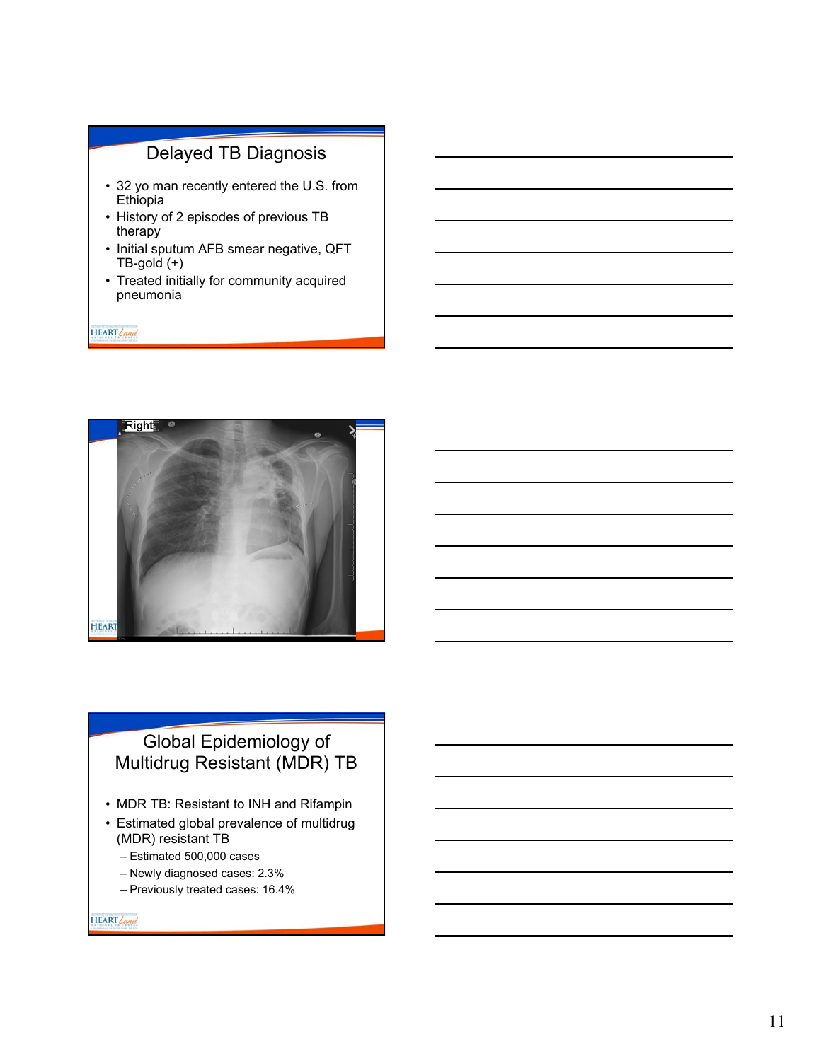## Delayed TB Diagnosis

- 32 yo man recently entered the U.S. from Ethiopia
- History of 2 episodes of previous TB therapy
- Initial sputum AFB smear negative, QFT TB-gold (+)
- Treated initially for community acquired pneumonia

Right

## Global Epidemiology of Multidrug Resistant (MDR) TB

- MDR TB: Resistant to INH and Rifampin
- Estimated global prevalence of multidrug (MDR) resistant TB
  - Estimated 500,000 cases
  - Newly diagnosed cases: 2.3%
  - Previously treated cases: 16.4%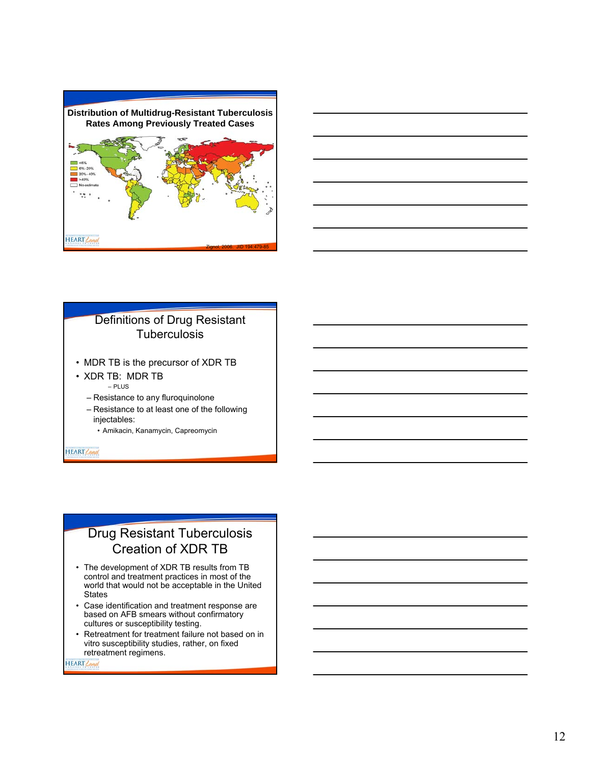## Distribution of Multidrug-Resistant Tuberculosis Rates Among Previously Treated Cases

- <6%
- 6%–20%
- 20%–40%
- >40%
- No estimate

Zignol, 2006. JID 194:479-85

## Definitions of Drug Resistant Tuberculosis

- MDR TB is the precursor of XDR TB
- XDR TB: MDR TB
  - PLUS
  - Resistance to any fluroquinolone
  - Resistance to at least one of the following injectables:
    - Amikacin, Kanamycin, Capreomycin

## Drug Resistant Tuberculosis Creation of XDR TB

- The development of XDR TB results from TB control and treatment practices in most of the world that would not be acceptable in the United States
- Case identification and treatment response are based on AFB smears without confirmatory cultures or susceptibility testing.
- Retreatment for treatment failure not based on in vitro susceptibility studies, rather, on fixed retreatment regimens.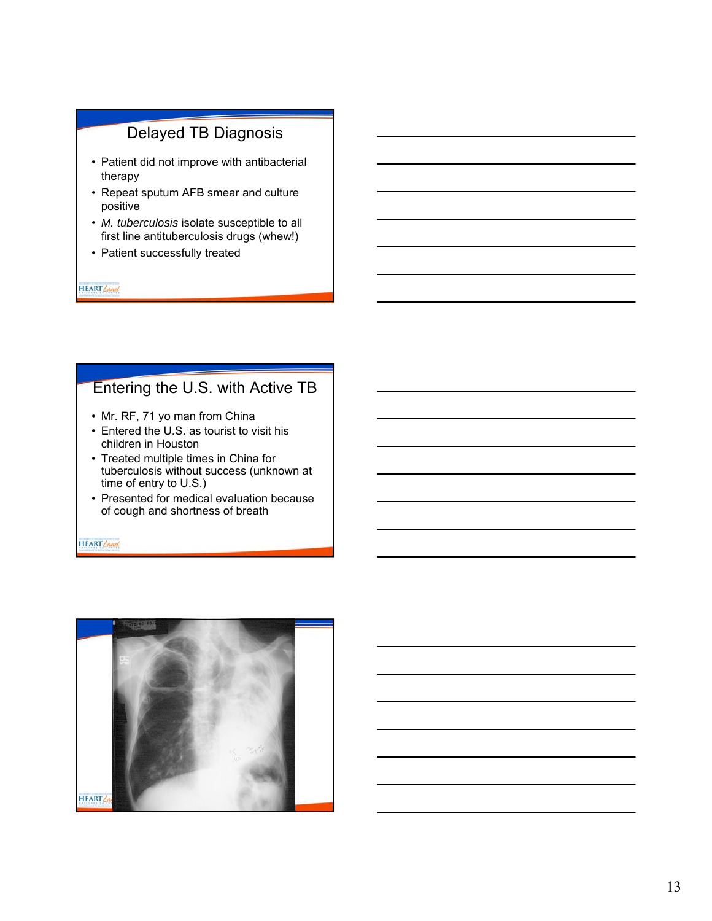## Delayed TB Diagnosis

- Patient did not improve with antibacterial therapy
- Repeat sputum AFB smear and culture positive
- *M. tuberculosis* isolate susceptible to all first line antituberculosis drugs (whew!)
- Patient successfully treated

## Entering the U.S. with Active TB

- Mr. RF, 71 yo man from China
- Entered the U.S. as tourist to visit his children in Houston
- Treated multiple times in China for tuberculosis without success (unknown at time of entry to U.S.)
- Presented for medical evaluation because of cough and shortness of breath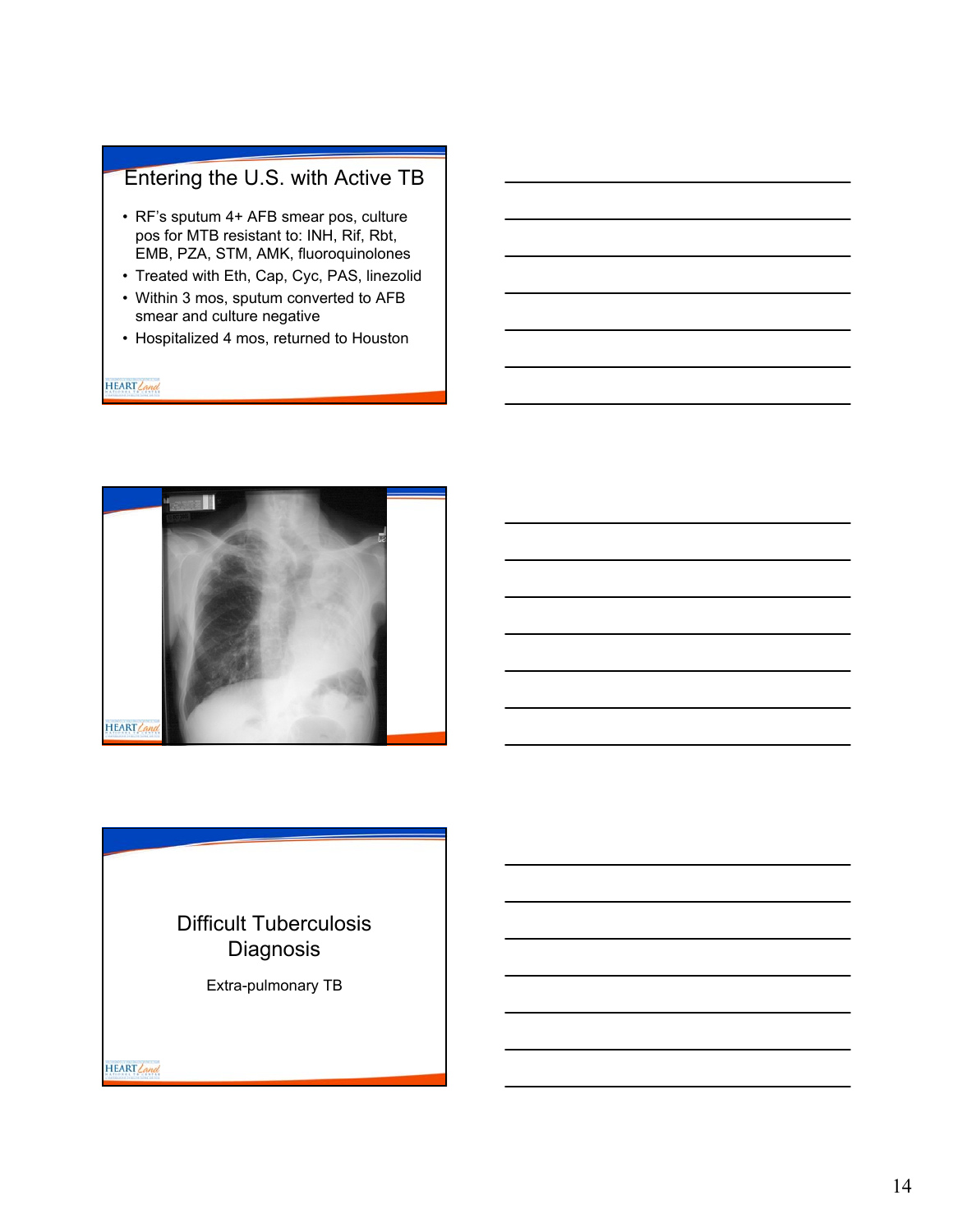## Entering the U.S. with Active TB

- RF's sputum 4+ AFB smear pos, culture pos for MTB resistant to: INH, Rif, Rbt, EMB, PZA, STM, AMK, fluoroquinolones
- Treated with Eth, Cap, Cyc, PAS, linezolid
- Within 3 mos, sputum converted to AFB smear and culture negative
- Hospitalized 4 mos, returned to Houston

## Difficult Tuberculosis Diagnosis

Extra-pulmonary TB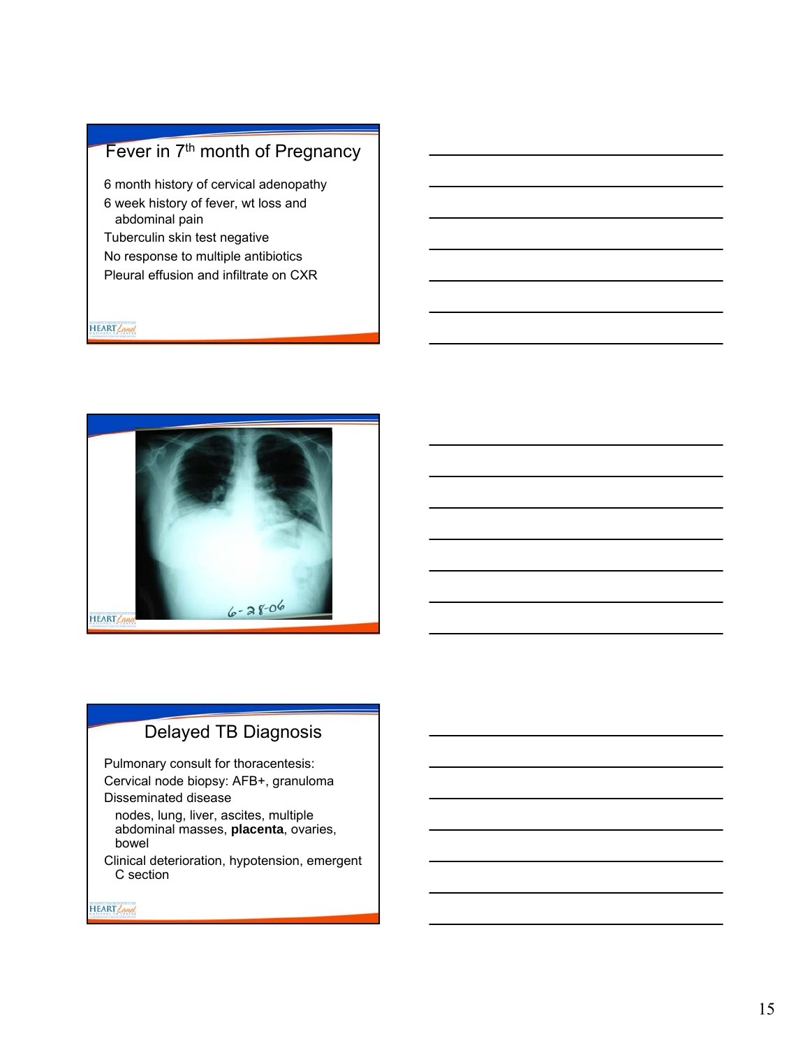## Fever in 7th month of Pregnancy

6 month history of cervical adenopathy
6 week history of fever, wt loss and abdominal pain
Tuberculin skin test negative
No response to multiple antibiotics
Pleural effusion and infiltrate on CXR

## Delayed TB Diagnosis

Pulmonary consult for thoracentesis:
Cervical node biopsy: AFB+, granuloma
Disseminated disease
- nodes, lung, liver, ascites, multiple abdominal masses, **placenta**, ovaries, bowel

Clinical deterioration, hypotension, emergent C section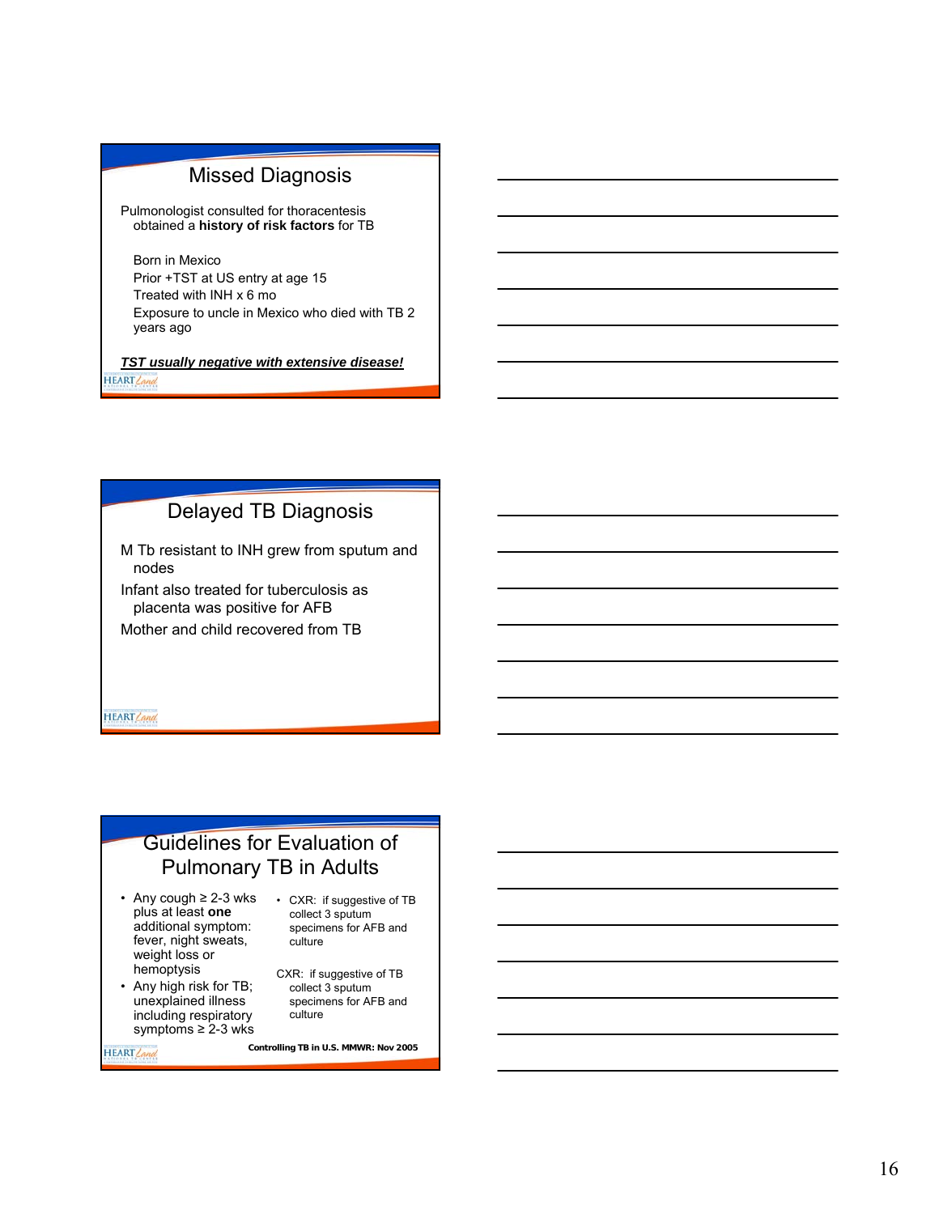## Missed Diagnosis

Pulmonologist consulted for thoracentesis obtained a **history of risk factors** for TB

Born in Mexico
Prior +TST at US entry at age 15
Treated with INH x 6 mo
Exposure to uncle in Mexico who died with TB 2 years ago

***TST usually negative with extensive disease!***

## Delayed TB Diagnosis

M Tb resistant to INH grew from sputum and nodes

Infant also treated for tuberculosis as placenta was positive for AFB

Mother and child recovered from TB

## Guidelines for Evaluation of Pulmonary TB in Adults

- Any cough ≥ 2-3 wks plus at least **one** additional symptom: fever, night sweats, weight loss or hemoptysis
- Any high risk for TB; unexplained illness including respiratory symptoms ≥ 2-3 wks

- CXR: if suggestive of TB collect 3 sputum specimens for AFB and culture

CXR: if suggestive of TB collect 3 sputum specimens for AFB and culture

**Controlling TB in U.S. MMWR: Nov 2005**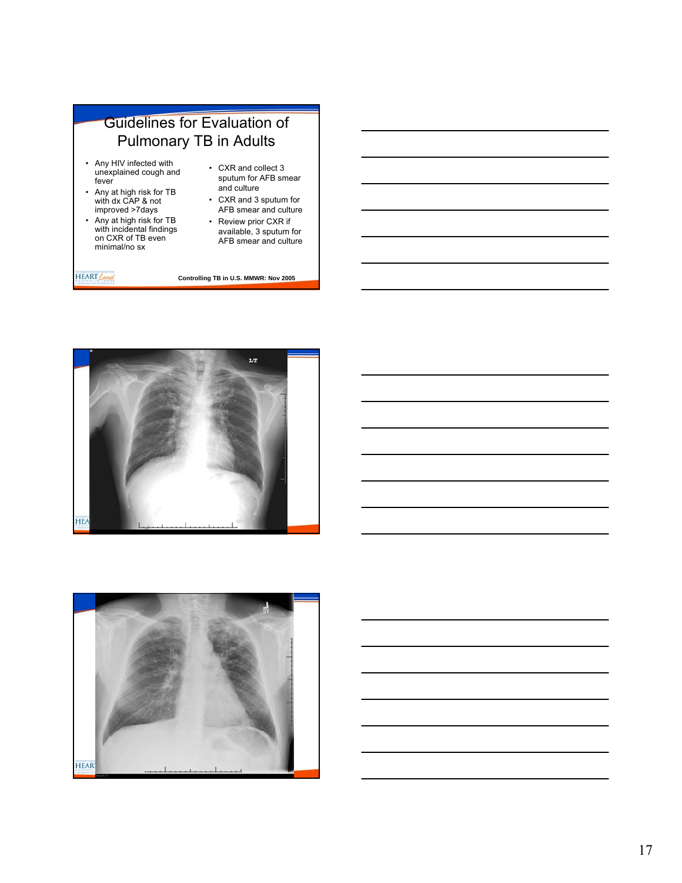# Guidelines for Evaluation of Pulmonary TB in Adults

- Any HIV infected with unexplained cough and fever
- Any at high risk for TB with dx CAP & not improved >7days
- Any at high risk for TB with incidental findings on CXR of TB even minimal/no sx

- CXR and collect 3 sputum for AFB smear and culture
- CXR and 3 sputum for AFB smear and culture
- Review prior CXR if available, 3 sputum for AFB smear and culture

Controlling TB in U.S. MMWR: Nov 2005